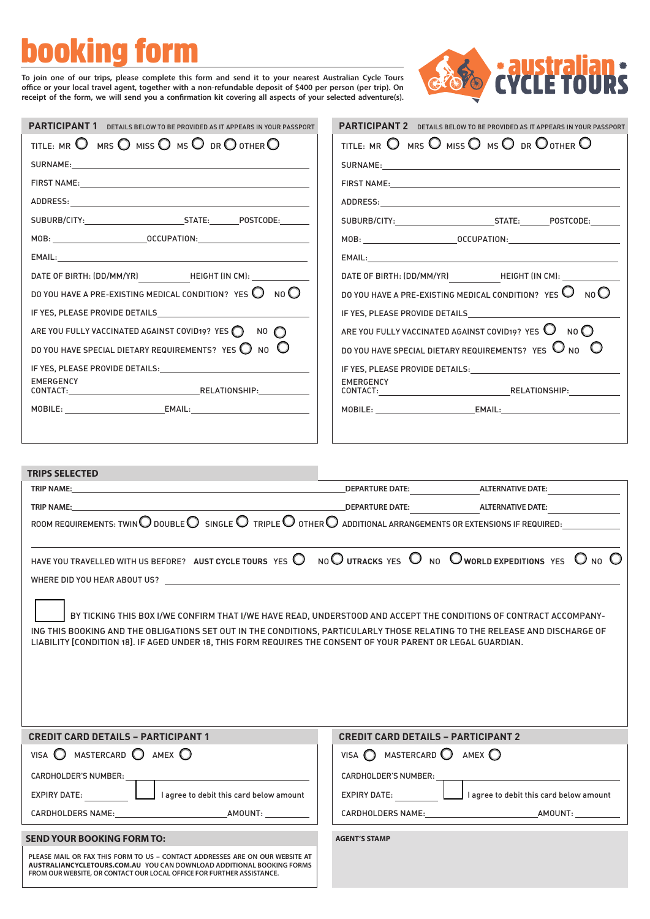# booking form

**australian CYCLE TOURS**

To join one of our trips, please complete this form and send it to your nearest Australian Cycle Tours office or your local travel agent, together with a non-refundable deposit of $400 per person (per trip). On receipt of the form, we will send you a confirmation kit covering all aspects of your selected adventure(s).

## PARTICIPANT 1 DETAILS BELOW TO BE PROVIDED AS IT APPEARS IN YOUR PASSPORT

TITLE: MR ○ MRS ○ MISS ○ MS ○ DR ○ OTHER ○

SURNAME:

FIRST NAME:

ADDRESS:

SUBURB/CITY: STATE: POSTCODE:

MOB: OCCUPATION:

EMAIL:

DATE OF BIRTH: (DD/MM/YR) HEIGHT (IN CM):

DO YOU HAVE A PRE-EXISTING MEDICAL CONDITION? YES ○ NO ○

IF YES, PLEASE PROVIDE DETAILS

ARE YOU FULLY VACCINATED AGAINST COVID19? YES ○ NO ○

DO YOU HAVE SPECIAL DIETARY REQUIREMENTS? YES ○ NO ○

IF YES, PLEASE PROVIDE DETAILS:

EMERGENCY CONTACT: RELATIONSHIP:

MOBILE: EMAIL:

## PARTICIPANT 2 DETAILS BELOW TO BE PROVIDED AS IT APPEARS IN YOUR PASSPORT

TITLE: MR ○ MRS ○ MISS ○ MS ○ DR ○ OTHER ○

SURNAME:

FIRST NAME:

ADDRESS:

SUBURB/CITY: STATE: POSTCODE:

MOB: OCCUPATION:

EMAIL:

DATE OF BIRTH: (DD/MM/YR) HEIGHT (IN CM):

DO YOU HAVE A PRE-EXISTING MEDICAL CONDITION? YES ○ NO ○

IF YES, PLEASE PROVIDE DETAILS

ARE YOU FULLY VACCINATED AGAINST COVID19? YES ○ NO ○

DO YOU HAVE SPECIAL DIETARY REQUIREMENTS? YES ○ NO ○

IF YES, PLEASE PROVIDE DETAILS:

EMERGENCY CONTACT: RELATIONSHIP:

MOBILE: EMAIL:

## TRIPS SELECTED

TRIP NAME: DEPARTURE DATE: ALTERNATIVE DATE:

TRIP NAME: DEPARTURE DATE: ALTERNATIVE DATE:

ROOM REQUIREMENTS: TWIN ○ DOUBLE ○ SINGLE ○ TRIPLE ○ OTHER ○ ADDITIONAL ARRANGEMENTS OR EXTENSIONS IF REQUIRED:

HAVE YOU TRAVELLED WITH US BEFORE? **AUST CYCLE TOURS** YES ○ NO ○ **UTRACKS** YES ○ NO ○ **WORLD EXPEDITIONS** YES ○ NO ○

WHERE DID YOU HEAR ABOUT US?

☐ BY TICKING THIS BOX I/WE CONFIRM THAT I/WE HAVE READ, UNDERSTOOD AND ACCEPT THE CONDITIONS OF CONTRACT ACCOMPANYING THIS BOOKING AND THE OBLIGATIONS SET OUT IN THE CONDITIONS, PARTICULARLY THOSE RELATING TO THE RELEASE AND DISCHARGE OF LIABILITY [CONDITION 18]. IF AGED UNDER 18, THIS FORM REQUIRES THE CONSENT OF YOUR PARENT OR LEGAL GUARDIAN.

## CREDIT CARD DETAILS – PARTICIPANT 1

VISA ○ MASTERCARD ○ AMEX ○

CARDHOLDER'S NUMBER:

EXPIRY DATE: ☐ I agree to debit this card below amount

CARDHOLDERS NAME: AMOUNT:

## CREDIT CARD DETAILS – PARTICIPANT 2

VISA ○ MASTERCARD ○ AMEX ○

CARDHOLDER'S NUMBER:

EXPIRY DATE: ☐ I agree to debit this card below amount

CARDHOLDERS NAME: AMOUNT:

## SEND YOUR BOOKING FORM TO:

PLEASE MAIL OR FAX THIS FORM TO US – CONTACT ADDRESSES ARE ON OUR WEBSITE AT **AUSTRALIANCYCLETOURS.COM.AU** YOU CAN DOWNLOAD ADDITIONAL BOOKING FORMS FROM OUR WEBSITE, OR CONTACT OUR LOCAL OFFICE FOR FURTHER ASSISTANCE.

**AGENT'S STAMP**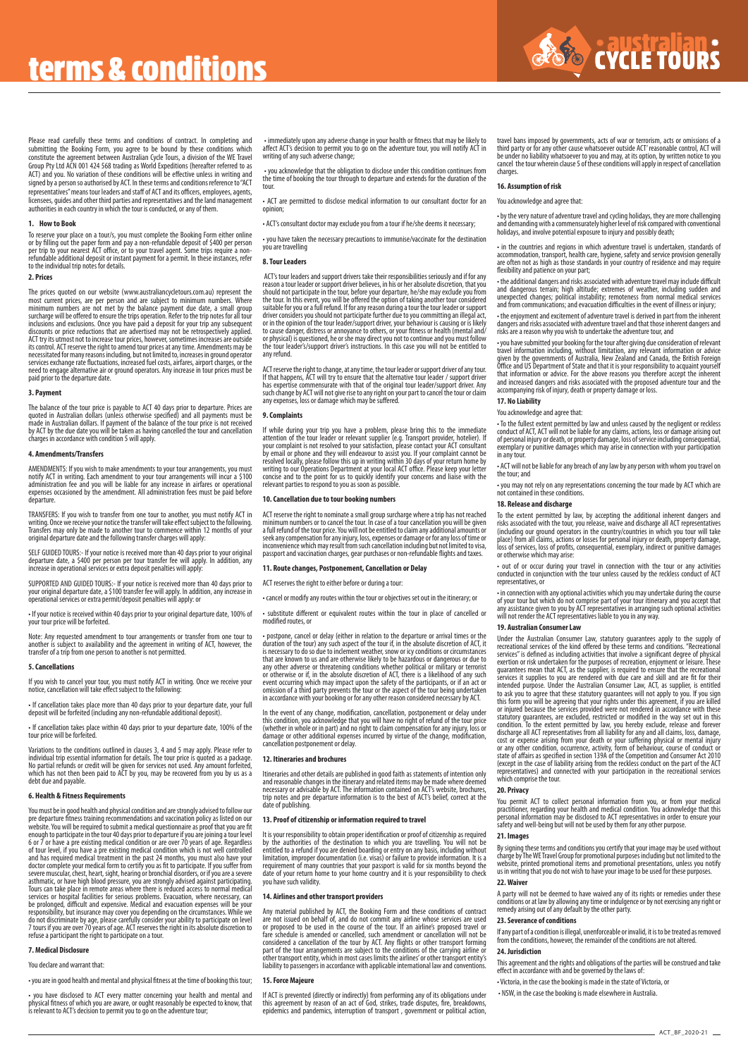# terms & conditions

Please read carefully these terms and conditions of contract. In completing and submitting the Booking Form, you agree to be bound by these conditions which constitute the agreement between Australian Cycle Tours, a division of the WE Travel Group Pty Ltd ACN 001 424 568 trading as World Expeditions (hereafter referred to as ACT) and you. No variation of these conditions will be effective unless in writing and signed by a person so authorised by ACT. In these terms and conditions reference to "ACT representatives" means tour leaders and staff of ACT and its officers, employees, agents, licensees, guides and other third parties and representatives and the land management authorities in each country in which the tour is conducted, or any of them.

### 1. How to Book

To reserve your place on a tour/s, you must complete the Booking Form either online or by filling out the paper form and pay a non-refundable deposit of $400 per person per trip to your nearest ACT office, or to your travel agent. Some trips require a non-refundable additional deposit or instant payment for a permit. In these instances, refer to the individual trip notes for details.

### 2. Prices

The prices quoted on our website (www.australiancycletours.com.au) represent the most current prices, are per person and are subject to minimum numbers. Where minimum numbers are not met by the balance payment due date, a small group surcharge will be offered to ensure the trips operation. Refer to the trip notes for all tour inclusions and exclusions. Once you have paid a deposit for your trip any subsequent discounts or price reductions that are advertised may not be retrospectively applied. ACT try its utmost not to increase tour prices, however, sometimes increases are outside its control. ACT reserve the right to amend tour prices at any time. Amendments may be necessitated for many reasons including, but not limited to, increases in ground operator services exchange rate fluctuations, increased fuel costs, airfares, airport charges, or the need to engage alternative air or ground operators. Any increase in tour prices must be paid prior to the departure date.

### 3. Payment

The balance of the tour price is payable to ACT 40 days prior to departure. Prices are quoted in Australian dollars (unless otherwise specified) and all payments must be made in Australian dollars. If payment of the balance of the tour price is not received by ACT by the due date you will be taken as having cancelled the tour and cancellation charges in accordance with condition 5 will apply.

### 4. Amendments/Transfers

AMENDMENTS: If you wish to make amendments to your tour arrangements, you must notify ACT in writing. Each amendment to your tour arrangements will incur a $100 administration fee and you will be liable for any increase in airfares or operational expenses occasioned by the amendment. All administration fees must be paid before departure.

TRANSFERS: If you wish to transfer from one tour to another, you must notify ACT in writing. Once we receive your notice the transfer will take effect subject to the following. Transfers may only be made to another tour to commence within 12 months of your original departure date and the following transfer charges will apply:

SELF GUIDED TOURS:- If your notice is received more than 40 days prior to your original departure date, a $400 per person per tour transfer fee will apply. In addition, any increase in operational services or extra deposit penalties will apply:

SUPPORTED AND GUIDED TOURS:- If your notice is received more than 40 days prior to your original departure date, a $100 transfer fee will apply. In addition, any increase in operational services or extra permit/deposit penalties will apply: or

• If your notice is received within 40 days prior to your original departure date, 100% of your tour price will be forfeited.

Note: Any requested amendment to tour arrangements or transfer from one tour to another is subject to availability and the agreement in writing of ACT, however, the transfer of a trip from one person to another is not permitted.

### 5. Cancellations

If you wish to cancel your tour, you must notify ACT in writing. Once we receive your notice, cancellation will take effect subject to the following:

• If cancellation takes place more than 40 days prior to your departure date, your full deposit will be forfeited (including any non-refundable additional deposit).

• If cancellation takes place within 40 days prior to your departure date, 100% of the tour price will be forfeited.

Variations to the conditions outlined in clauses 3, 4 and 5 may apply. Please refer to individual trip essential information for details. The tour price is quoted as a package. No partial refunds or credit will be given for services not used. Any amount forfeited, which has not then been paid to ACT by you, may be recovered from you by us as a debt due and payable.

### 6. Health & Fitness Requirements

You must be in good health and physical condition and are strongly advised to follow our pre departure fitness training recommendations and vaccination policy as listed on our website. You will be required to submit a medical questionnaire as proof that you are fit enough to participate in the tour 40 days prior to departure if you are joining a tour level 6 or 7 or have a pre existing medical condition or are over 70 years of age. Regardless of tour level, if you have a pre existing medical condition which is not well controlled and has required medical treatment in the past 24 months, you must also have your doctor complete your medical form to certify you as fit to participate. If you suffer from severe muscular, chest, heart, sight, hearing or bronchial disorders, or if you are a severe asthmatic, or have high blood pressure, you are strongly advised against participating. Tours can take place in remote areas where there is reduced access to normal medical services or hospital facilities for serious problems. Evacuation, where necessary, can be prolonged, difficult and expensive. Medical and evacuation expenses will be your responsibility, but insurance may cover you depending on the circumstances. While we do not discriminate by age, please carefully consider your ability to participate on level 7 tours if you are over 70 years of age. ACT reserves the right in its absolute discretion to refuse a participant the right to participate on a tour.

### 7. Medical Disclosure

You declare and warrant that:

• you are in good health and mental and physical fitness at the time of booking this tour;

• you have disclosed to ACT every matter concerning your health and mental and physical fitness of which you are aware, or ought reasonably be expected to know, that is relevant to ACT's decision to permit you to go on the adventure tour;

• immediately upon any adverse change in your health or fitness that may be likely to affect ACT's decision to permit you to go on the adventure tour, you will notify ACT in writing of any such adverse change;

• you acknowledge that the obligation to disclose under this condition continues from the time of booking the tour through to departure and extends for the duration of the tour.

• ACT are permitted to disclose medical information to our consultant doctor for an opinion;

• ACT's consultant doctor may exclude you from a tour if he/she deems it necessary;

• you have taken the necessary precautions to immunise/vaccinate for the destination you are travelling

### 8. Tour Leaders

ACT's tour leaders and support drivers take their responsibilities seriously and if for any reason a tour leader or support driver believes, in his or her absolute discretion, that you should not participate in the tour, before your departure, he/she may exclude you from the tour. In this event, you will be offered the option of taking another tour considered suitable for you or a full refund. If for any reason during a tour the tour leader or support driver considers you should not participate further due to you committing an illegal act, or in the opinion of the tour leader/support driver, your behaviour is causing or is likely to cause danger, distress or annoyance to others, or your fitness or health (mental and/ or physical) is questioned, he or she may direct you not to continue and you must follow the tour leader's/support driver's instructions. In this case you will not be entitled to any refund.

ACT reserve the right to change, at any time, the tour leader or support driver of any tour. If that happens, ACT will try to ensure that the alternative tour leader / support driver has expertise commensurate with that of the original tour leader/support driver. Any such change by ACT will not give rise to any right on your part to cancel the tour or claim any expenses, loss or damage which may be suffered.

### 9. Complaints

If while during your trip you have a problem, please bring this to the immediate attention of the tour leader or relevant supplier (e.g. Transport provider, hotelier). If your complaint is not resolved to your satisfaction, please contact your ACT consultant by email or phone and they will endeavour to assist you. If your complaint cannot be resolved locally, please follow this up in writing within 30 days of your return home by writing to our Operations Department at your local ACT office. Please keep your letter concise and to the point for us to quickly identify your concerns and liaise with the relevant parties to respond to you as soon as possible.

### 10. Cancellation due to tour booking numbers

ACT reserve the right to nominate a small group surcharge where a trip has not reached minimum numbers or to cancel the tour. In case of a tour cancellation you will be given a full refund of the tour price. You will not be entitled to claim any additional amounts or seek any compensation for any injury, loss, expenses or damage or for any loss of time or inconvenience which may result from such cancellation including but not limited to visa, passport and vaccination charges, gear purchases or non-refundable flights and taxes.

### 11. Route changes, Postponement, Cancellation or Delay

ACT reserves the right to either before or during a tour:

• cancel or modify any routes within the tour or objectives set out in the itinerary; or

• substitute different or equivalent routes within the tour in place of cancelled or modified routes, or

• postpone, cancel or delay (either in relation to the departure or arrival times or the duration of the tour) any such aspect of the tour if, in the absolute discretion of ACT, it is necessary to do so due to inclement weather, snow or icy conditions or circumstances that are known to us and are otherwise likely to be hazardous or dangerous or due to any other adverse or threatening conditions whether political or military or terrorist or otherwise or if, in the absolute discretion of ACT, there is a likelihood of any such event occurring which may impact upon the safety of the participants, or if an act or omission of a third party prevents the tour or the aspect of the tour being undertaken in accordance with your booking or for any other reason considered necessary by ACT.

In the event of any change, modification, cancellation, postponement or delay under this condition, you acknowledge that you will have no right of refund of the tour price (whether in whole or in part) and no right to claim compensation for any injury, loss or damage or other additional expenses incurred by virtue of the change, modification, cancellation postponement or delay.

### 12. Itineraries and brochures

Itineraries and other details are published in good faith as statements of intention only and reasonable changes in the itinerary and related items may be made where deemed necessary or advisable by ACT. The information contained on ACT's website, brochures, trip notes and pre departure information is to the best of ACT's belief, correct at the date of publishing.

### 13. Proof of citizenship or information required to travel

It is your responsibility to obtain proper identification or proof of citizenship as required by the authorities of the destination to which you are travelling. You will not be entitled to a refund if you are denied boarding or entry on any basis, including without limitation, improper documentation (i.e. visas) or failure to provide information. It is a requirement of many countries that your passport is valid for six months beyond the date of your return home to your home country and it is your responsibility to check you have such validity.

### 14. Airlines and other transport providers

Any material published by ACT, the Booking Form and these conditions of contract are not issued on behalf of, and do not commit any airline whose services are used or proposed to be used in the course of the tour. If an airline's proposed travel or fare schedule is amended or cancelled, such amendment or cancellation will not be considered a cancellation of the tour by ACT. Any flights or other transport forming part of the tour arrangements are subject to the conditions of the carrying airline or other transport entity, which in most cases limits the airlines' or other transport entity's liability to passengers in accordance with applicable international law and conventions.

### 15. Force Majeure

If ACT is prevented (directly or indirectly) from performing any of its obligations under this agreement by reason of an act of God, strikes, trade disputes, fire, breakdowns, epidemics and pandemics, interruption of transport , government or political action, travel bans imposed by governments, acts of war or terrorism, acts or omissions of a third party or for any other cause whatsoever outside ACT' reasonable control, ACT will be under no liability whatsoever to you and may, at its option, by written notice to you cancel the tour wherein clause 5 of these conditions will apply in respect of cancellation charges.

### 16. Assumption of risk

You acknowledge and agree that:

• by the very nature of adventure travel and cycling holidays, they are more challenging and demanding with a commensurately higher level of risk compared with conventional holidays, and involve potential exposure to injury and possibly death;

• in the countries and regions in which adventure travel is undertaken, standards of accommodation, transport, health care, hygiene, safety and service provision generally are often not as high as those standards in your country of residence and may require flexibility and patience on your part;

• the additional dangers and risks associated with adventure travel may include difficult and dangerous terrain; high altitude; extremes of weather, including sudden and unexpected changes; political instability; remoteness from normal medical services and from communications; and evacuation difficulties in the event of illness or injury;

• the enjoyment and excitement of adventure travel is derived in part from the inherent dangers and risks associated with adventure travel and that those inherent dangers and risks are a reason why you wish to undertake the adventure tour, and

• you have submitted your booking for the tour after giving due consideration of relevant travel information including, without limitation, any relevant information or advice given by the governments of Australia, New Zealand and Canada, the British Foreign Office and US Department of State and that it is your responsibility to acquaint yourself that information or advice. For the above reasons you therefore accept the inherent and increased dangers and risks associated with the proposed adventure tour and the accompanying risk of injury, death or property damage or loss.

### 17. No Liability

You acknowledge and agree that:

• To the fullest extent permitted by law and unless caused by the negligent or reckless conduct of ACT, ACT will not be liable for any claims, actions, loss or damage arising out of personal injury or death, or property damage, loss of service including consequential, exemplary or punitive damages which may arise in connection with your participation in any tour.

• ACT will not be liable for any breach of any law by any person with whom you travel on the tour; and

• you may not rely on any representations concerning the tour made by ACT which are not contained in these conditions.

### 18. Release and discharge

To the extent permitted by law, by accepting the additional inherent dangers and risks associated with the tour, you release, waive and discharge all ACT representatives (including our ground operators in the country/countries in which your tour will take place) from all claims, actions or losses for personal injury or death, property damage, loss of services, loss of profits, consequential, exemplary, indirect or punitive damages or otherwise which may arise:

• out of or occur during your travel in connection with the tour or any activities conducted in conjunction with the tour unless caused by the reckless conduct of ACT representatives, or

• in connection with any optional activities which you may undertake during the course of your tour but which do not comprise part of your tour itinerary and you accept that any assistance given to you by ACT representatives in arranging such optional activities will not render the ACT representatives liable to you in any way.

### 19. Australian Consumer Law

Under the Australian Consumer Law, statutory guarantees apply to the supply of recreational services of the kind offered by these terms and conditions. "Recreational services" is defined as including activities that involve a significant degree of physical exertion or risk undertaken for the purposes of recreation, enjoyment or leisure. These guarantees mean that ACT, as the supplier, is required to ensure that the recreational services it supplies to you are rendered with due care and skill and are fit for their intended purpose. Under the Australian Consumer Law, ACT, as supplier, is entitled to ask you to agree that these statutory guarantees will not apply to you. If you sign this form you will be agreeing that your rights under this agreement, if you are killed or injured because the services provided were not rendered in accordance with these statutory guarantees, are excluded, restricted or modified in the way set out in this condition. To the extent permitted by law, you hereby exclude, release and forever discharge all ACT representatives from all liability for any and all claims, loss, damage, cost or expense arising from your death or your suffering physical or mental injury or any other condition, occurrence, activity, form of behaviour, course of conduct or state of affairs as specified in section 139A of the Competition and Consumer Act 2010 (except in the case of liability arising from the reckless conduct on the part of the ACT representatives) and connected with your participation in the recreational services which comprise the tour.

### 20. Privacy

You permit ACT to collect personal information from you, or from your medical practitioner, regarding your health and medical condition. You acknowledge that this personal information may be disclosed to ACT representatives in order to ensure your safety and well-being but will not be used by them for any other purpose.

### 21. Images

By signing these terms and conditions you certify that your image may be used without charge by The WE Travel Group for promotional purposes including but not limited to the website, printed promotional items and promotional presentations, unless you notify us in writing that you do not wish to have your image to be used for these purposes.

### 22. Waiver

A party will not be deemed to have waived any of its rights or remedies under these conditions or at law by allowing any time or indulgence or by not exercising any right or remedy arising out of any default by the other party.

### 23. Severance of conditions

If any part of a condition is illegal, unenforceable or invalid, it is to be treated as removed from the conditions, however, the remainder of the conditions are not altered.

### 24. Jurisdiction

This agreement and the rights and obligations of the parties will be construed and take effect in accordance with and be governed by the laws of:

• Victoria, in the case the booking is made in the state of Victoria, or

• NSW, in the case the booking is made elsewhere in Australia.

ACT_BF_2020-21